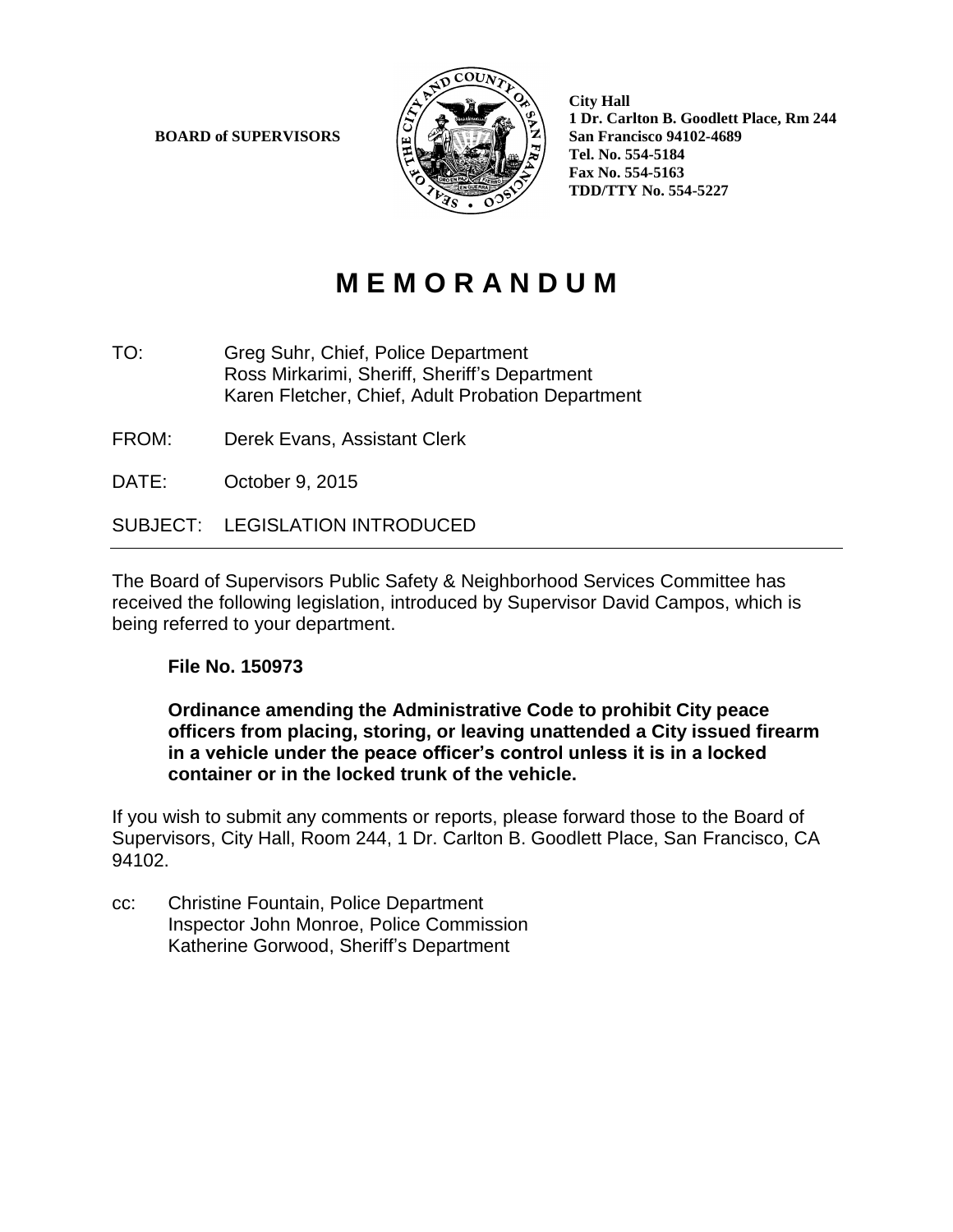**BOARD of SUPERVISORS**

**City Hall**
**1 Dr. Carlton B. Goodlett Place, Rm 244**
**San Francisco 94102-4689**
**Tel. No. 554-5184**
**Fax No. 554-5163**
**TDD/TTY No. 554-5227**

# M E M O R A N D U M

TO: Greg Suhr, Chief, Police Department
Ross Mirkarimi, Sheriff, Sheriff's Department
Karen Fletcher, Chief, Adult Probation Department

FROM: Derek Evans, Assistant Clerk

DATE: October 9, 2015

SUBJECT: LEGISLATION INTRODUCED

---

The Board of Supervisors Public Safety & Neighborhood Services Committee has received the following legislation, introduced by Supervisor David Campos, which is being referred to your department.

**File No. 150973**

**Ordinance amending the Administrative Code to prohibit City peace officers from placing, storing, or leaving unattended a City issued firearm in a vehicle under the peace officer's control unless it is in a locked container or in the locked trunk of the vehicle.**

If you wish to submit any comments or reports, please forward those to the Board of Supervisors, City Hall, Room 244, 1 Dr. Carlton B. Goodlett Place, San Francisco, CA 94102.

cc: Christine Fountain, Police Department
Inspector John Monroe, Police Commission
Katherine Gorwood, Sheriff's Department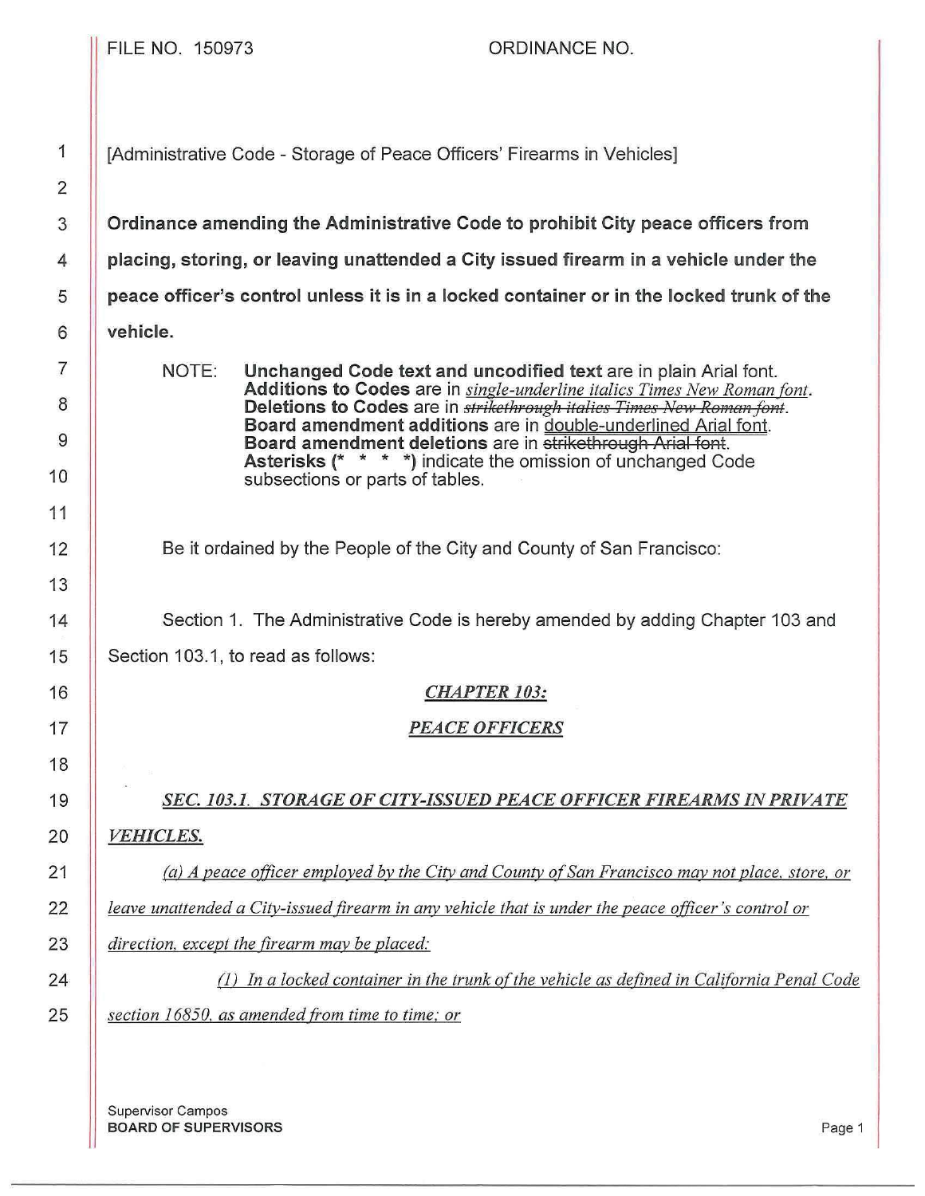FILE NO. 150973 ORDINANCE NO.

[Administrative Code - Storage of Peace Officers' Firearms in Vehicles]

**Ordinance amending the Administrative Code to prohibit City peace officers from placing, storing, or leaving unattended a City issued firearm in a vehicle under the peace officer's control unless it is in a locked container or in the locked trunk of the vehicle.**

NOTE: **Unchanged Code text and uncodified text** are in plain Arial font.
**Additions to Codes** are in *single-underline italics Times New Roman font*.
**Deletions to Codes** are in ~~*strikethrough italics Times New Roman font*~~.
**Board amendment additions** are in double-underlined Arial font.
**Board amendment deletions** are in ~~strikethrough Arial font~~.
**Asterisks (* * * *)** indicate the omission of unchanged Code subsections or parts of tables.

Be it ordained by the People of the City and County of San Francisco:

Section 1. The Administrative Code is hereby amended by adding Chapter 103 and Section 103.1, to read as follows:

*CHAPTER 103:*

*PEACE OFFICERS*

*SEC. 103.1. STORAGE OF CITY-ISSUED PEACE OFFICER FIREARMS IN PRIVATE VEHICLES.*

*(a) A peace officer employed by the City and County of San Francisco may not place, store, or leave unattended a City-issued firearm in any vehicle that is under the peace officer's control or direction, except the firearm may be placed:*

*(1) In a locked container in the trunk of the vehicle as defined in California Penal Code section 16850, as amended from time to time; or*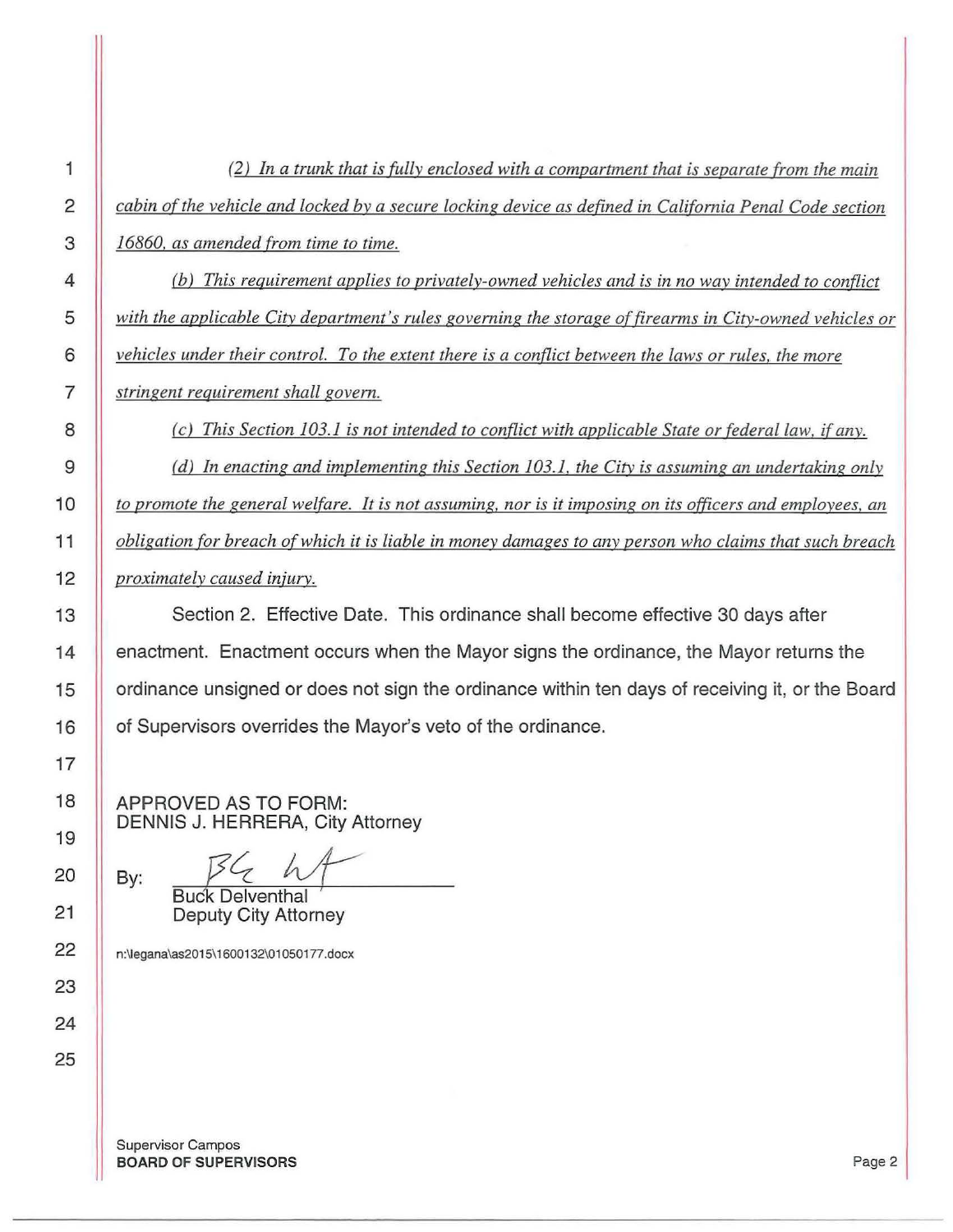*(2) In a trunk that is fully enclosed with a compartment that is separate from the main cabin of the vehicle and locked by a secure locking device as defined in California Penal Code section 16860, as amended from time to time.*

*(b) This requirement applies to privately-owned vehicles and is in no way intended to conflict with the applicable City department's rules governing the storage of firearms in City-owned vehicles or vehicles under their control. To the extent there is a conflict between the laws or rules, the more stringent requirement shall govern.*

*(c) This Section 103.1 is not intended to conflict with applicable State or federal law, if any.*

*(d) In enacting and implementing this Section 103.1, the City is assuming an undertaking only to promote the general welfare. It is not assuming, nor is it imposing on its officers and employees, an obligation for breach of which it is liable in money damages to any person who claims that such breach proximately caused injury.*

Section 2. Effective Date. This ordinance shall become effective 30 days after enactment. Enactment occurs when the Mayor signs the ordinance, the Mayor returns the ordinance unsigned or does not sign the ordinance within ten days of receiving it, or the Board of Supervisors overrides the Mayor's veto of the ordinance.

APPROVED AS TO FORM:
DENNIS J. HERRERA, City Attorney

By: BG WT
Buck Delventhal
Deputy City Attorney

n:\legana\as2015\1600132\01050177.docx

Supervisor Campos
**BOARD OF SUPERVISORS**